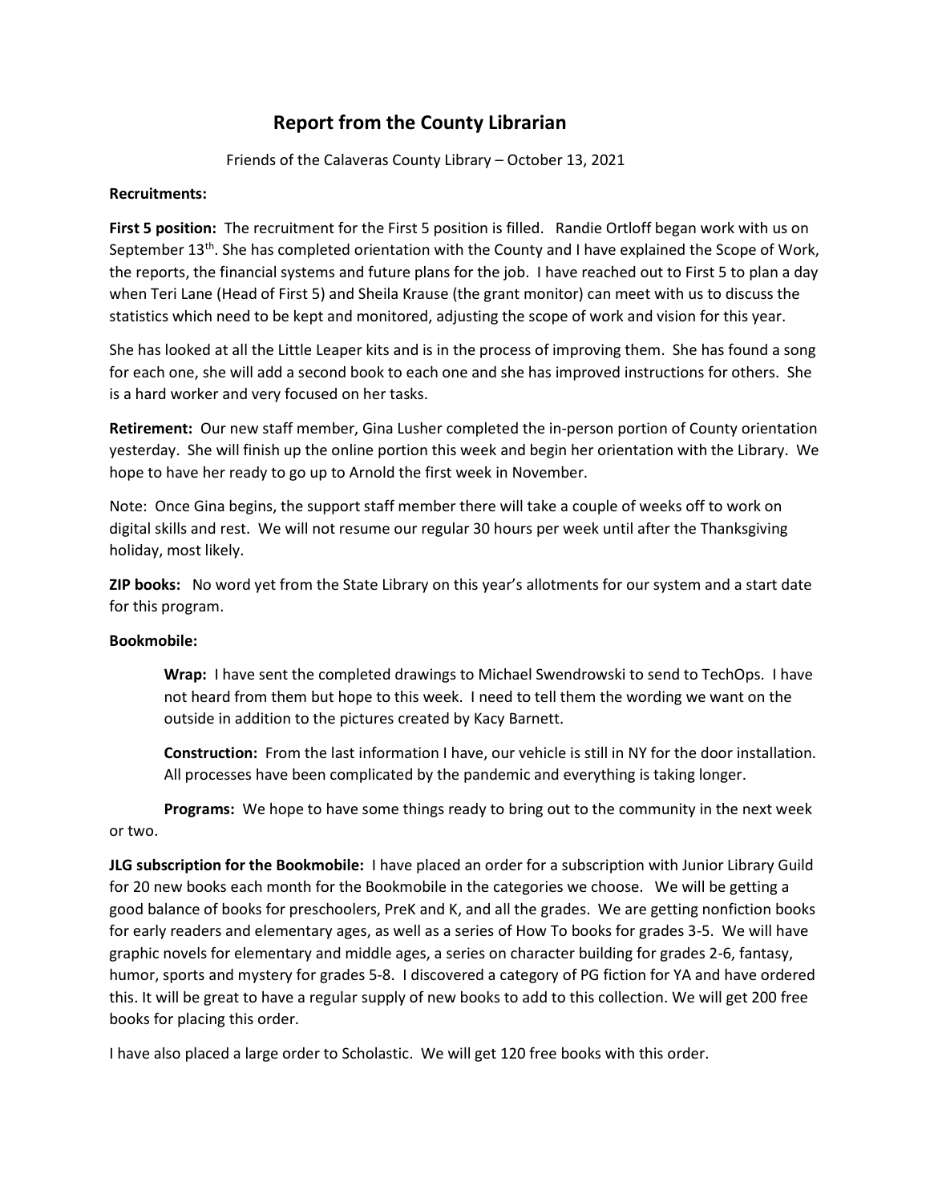# Report from the County Librarian

Friends of the Calaveras County Library – October 13, 2021

**Recruitments:**

**First 5 position:** The recruitment for the First 5 position is filled. Randie Ortloff began work with us on September 13th. She has completed orientation with the County and I have explained the Scope of Work, the reports, the financial systems and future plans for the job. I have reached out to First 5 to plan a day when Teri Lane (Head of First 5) and Sheila Krause (the grant monitor) can meet with us to discuss the statistics which need to be kept and monitored, adjusting the scope of work and vision for this year.

She has looked at all the Little Leaper kits and is in the process of improving them. She has found a song for each one, she will add a second book to each one and she has improved instructions for others. She is a hard worker and very focused on her tasks.

**Retirement:** Our new staff member, Gina Lusher completed the in-person portion of County orientation yesterday. She will finish up the online portion this week and begin her orientation with the Library. We hope to have her ready to go up to Arnold the first week in November.

Note: Once Gina begins, the support staff member there will take a couple of weeks off to work on digital skills and rest. We will not resume our regular 30 hours per week until after the Thanksgiving holiday, most likely.

**ZIP books:** No word yet from the State Library on this year's allotments for our system and a start date for this program.

**Bookmobile:**

**Wrap:** I have sent the completed drawings to Michael Swendrowski to send to TechOps. I have not heard from them but hope to this week. I need to tell them the wording we want on the outside in addition to the pictures created by Kacy Barnett.

**Construction:** From the last information I have, our vehicle is still in NY for the door installation. All processes have been complicated by the pandemic and everything is taking longer.

**Programs:** We hope to have some things ready to bring out to the community in the next week or two.

**JLG subscription for the Bookmobile:** I have placed an order for a subscription with Junior Library Guild for 20 new books each month for the Bookmobile in the categories we choose. We will be getting a good balance of books for preschoolers, PreK and K, and all the grades. We are getting nonfiction books for early readers and elementary ages, as well as a series of How To books for grades 3-5. We will have graphic novels for elementary and middle ages, a series on character building for grades 2-6, fantasy, humor, sports and mystery for grades 5-8. I discovered a category of PG fiction for YA and have ordered this. It will be great to have a regular supply of new books to add to this collection. We will get 200 free books for placing this order.

I have also placed a large order to Scholastic. We will get 120 free books with this order.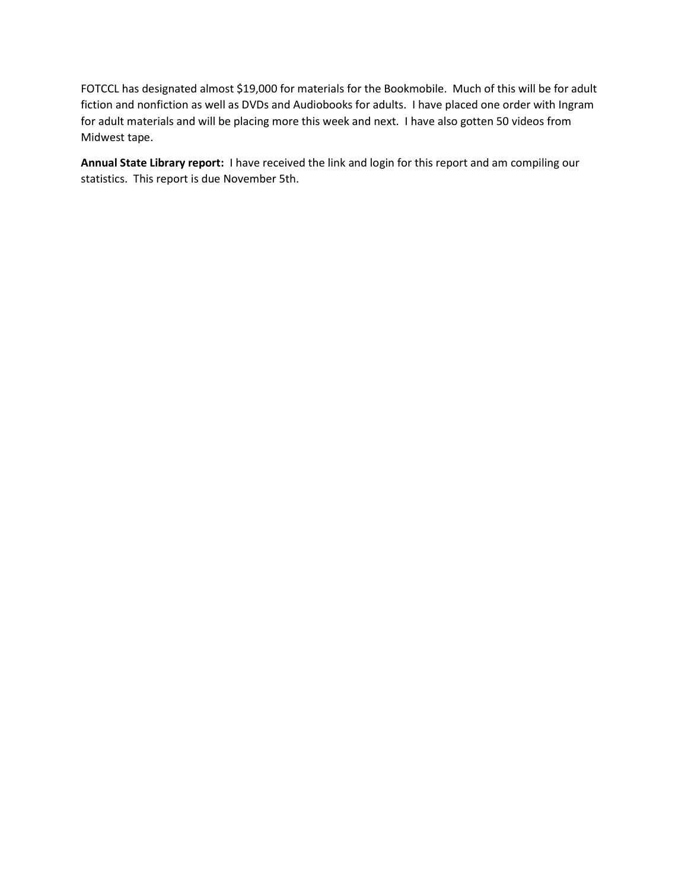FOTCCL has designated almost $19,000 for materials for the Bookmobile. Much of this will be for adult fiction and nonfiction as well as DVDs and Audiobooks for adults. I have placed one order with Ingram for adult materials and will be placing more this week and next. I have also gotten 50 videos from Midwest tape.

**Annual State Library report:** I have received the link and login for this report and am compiling our statistics. This report is due November 5th.